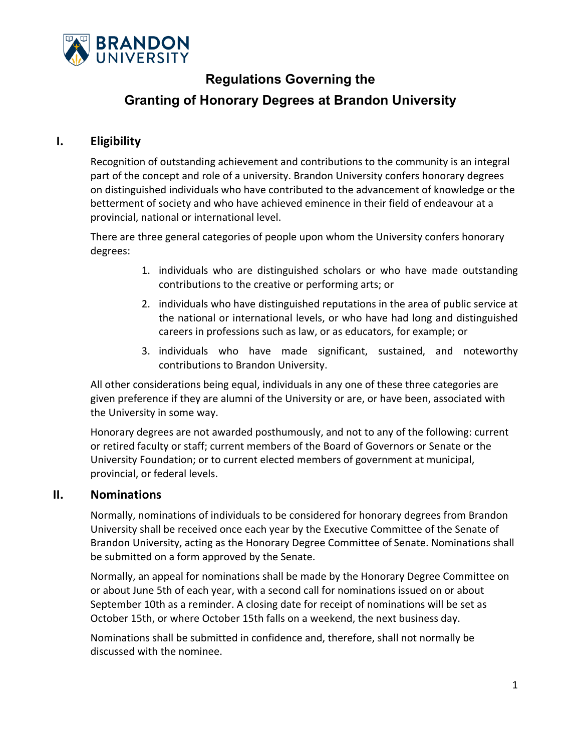# Regulations Governing the Granting of Honorary Degrees at Brandon University

## I. Eligibility

Recognition of outstanding achievement and contributions to the community is an integral part of the concept and role of a university. Brandon University confers honorary degrees on distinguished individuals who have contributed to the advancement of knowledge or the betterment of society and who have achieved eminence in their field of endeavour at a provincial, national or international level.

There are three general categories of people upon whom the University confers honorary degrees:

1. individuals who are distinguished scholars or who have made outstanding contributions to the creative or performing arts; or
2. individuals who have distinguished reputations in the area of public service at the national or international levels, or who have had long and distinguished careers in professions such as law, or as educators, for example; or
3. individuals who have made significant, sustained, and noteworthy contributions to Brandon University.

All other considerations being equal, individuals in any one of these three categories are given preference if they are alumni of the University or are, or have been, associated with the University in some way.

Honorary degrees are not awarded posthumously, and not to any of the following: current or retired faculty or staff; current members of the Board of Governors or Senate or the University Foundation; or to current elected members of government at municipal, provincial, or federal levels.

## II. Nominations

Normally, nominations of individuals to be considered for honorary degrees from Brandon University shall be received once each year by the Executive Committee of the Senate of Brandon University, acting as the Honorary Degree Committee of Senate. Nominations shall be submitted on a form approved by the Senate.

Normally, an appeal for nominations shall be made by the Honorary Degree Committee on or about June 5th of each year, with a second call for nominations issued on or about September 10th as a reminder. A closing date for receipt of nominations will be set as October 15th, or where October 15th falls on a weekend, the next business day.

Nominations shall be submitted in confidence and, therefore, shall not normally be discussed with the nominee.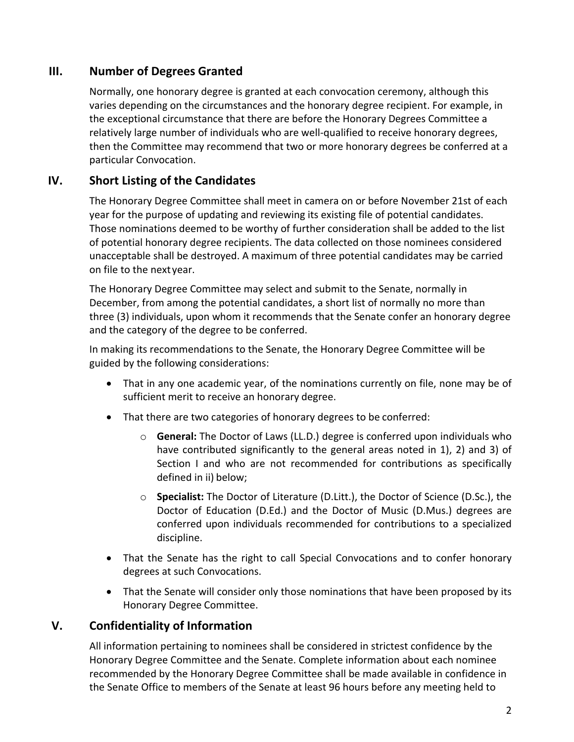## III. Number of Degrees Granted

Normally, one honorary degree is granted at each convocation ceremony, although this varies depending on the circumstances and the honorary degree recipient. For example, in the exceptional circumstance that there are before the Honorary Degrees Committee a relatively large number of individuals who are well-qualified to receive honorary degrees, then the Committee may recommend that two or more honorary degrees be conferred at a particular Convocation.

## IV. Short Listing of the Candidates

The Honorary Degree Committee shall meet in camera on or before November 21st of each year for the purpose of updating and reviewing its existing file of potential candidates. Those nominations deemed to be worthy of further consideration shall be added to the list of potential honorary degree recipients. The data collected on those nominees considered unacceptable shall be destroyed. A maximum of three potential candidates may be carried on file to the next year.

The Honorary Degree Committee may select and submit to the Senate, normally in December, from among the potential candidates, a short list of normally no more than three (3) individuals, upon whom it recommends that the Senate confer an honorary degree and the category of the degree to be conferred.

In making its recommendations to the Senate, the Honorary Degree Committee will be guided by the following considerations:

- That in any one academic year, of the nominations currently on file, none may be of sufficient merit to receive an honorary degree.
- That there are two categories of honorary degrees to be conferred:
  - **General:** The Doctor of Laws (LL.D.) degree is conferred upon individuals who have contributed significantly to the general areas noted in 1), 2) and 3) of Section I and who are not recommended for contributions as specifically defined in ii) below;
  - **Specialist:** The Doctor of Literature (D.Litt.), the Doctor of Science (D.Sc.), the Doctor of Education (D.Ed.) and the Doctor of Music (D.Mus.) degrees are conferred upon individuals recommended for contributions to a specialized discipline.
- That the Senate has the right to call Special Convocations and to confer honorary degrees at such Convocations.
- That the Senate will consider only those nominations that have been proposed by its Honorary Degree Committee.

## V. Confidentiality of Information

All information pertaining to nominees shall be considered in strictest confidence by the Honorary Degree Committee and the Senate. Complete information about each nominee recommended by the Honorary Degree Committee shall be made available in confidence in the Senate Office to members of the Senate at least 96 hours before any meeting held to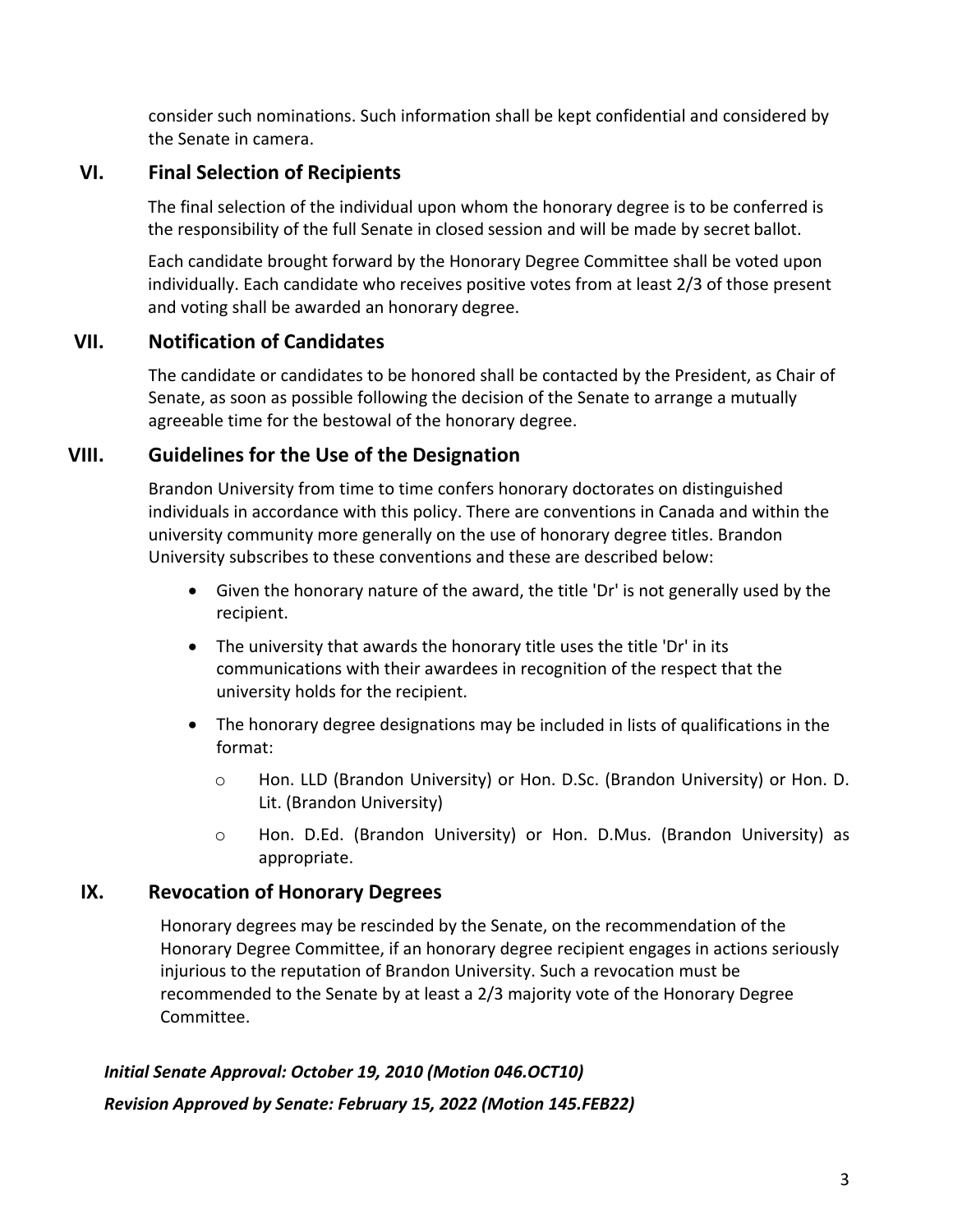consider such nominations. Such information shall be kept confidential and considered by the Senate in camera.

## VI. Final Selection of Recipients

The final selection of the individual upon whom the honorary degree is to be conferred is the responsibility of the full Senate in closed session and will be made by secret ballot.

Each candidate brought forward by the Honorary Degree Committee shall be voted upon individually. Each candidate who receives positive votes from at least 2/3 of those present and voting shall be awarded an honorary degree.

## VII. Notification of Candidates

The candidate or candidates to be honored shall be contacted by the President, as Chair of Senate, as soon as possible following the decision of the Senate to arrange a mutually agreeable time for the bestowal of the honorary degree.

## VIII. Guidelines for the Use of the Designation

Brandon University from time to time confers honorary doctorates on distinguished individuals in accordance with this policy. There are conventions in Canada and within the university community more generally on the use of honorary degree titles. Brandon University subscribes to these conventions and these are described below:

- Given the honorary nature of the award, the title 'Dr' is not generally used by the recipient.
- The university that awards the honorary title uses the title 'Dr' in its communications with their awardees in recognition of the respect that the university holds for the recipient.
- The honorary degree designations may be included in lists of qualifications in the format:
  - Hon. LLD (Brandon University) or Hon. D.Sc. (Brandon University) or Hon. D. Lit. (Brandon University)
  - Hon. D.Ed. (Brandon University) or Hon. D.Mus. (Brandon University) as appropriate.

## IX. Revocation of Honorary Degrees

Honorary degrees may be rescinded by the Senate, on the recommendation of the Honorary Degree Committee, if an honorary degree recipient engages in actions seriously injurious to the reputation of Brandon University. Such a revocation must be recommended to the Senate by at least a 2/3 majority vote of the Honorary Degree Committee.

***Initial Senate Approval: October 19, 2010 (Motion 046.OCT10)***

***Revision Approved by Senate: February 15, 2022 (Motion 145.FEB22)***